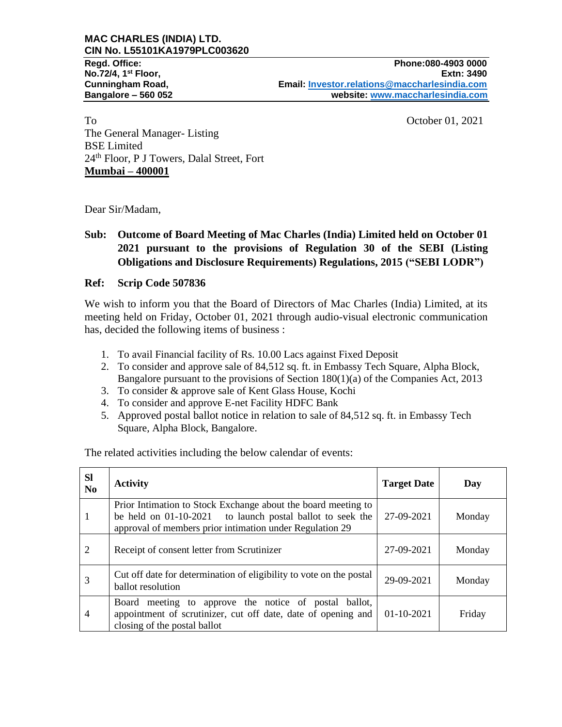**MAC CHARLES (INDIA) LTD.**
**CIN No. L55101KA1979PLC003620**

**Regd. Office:**
**No.72/4, 1st Floor,**
**Cunningham Road,**
**Bangalore – 560 052**

**Phone:080-4903 0000**
**Extn: 3490**
**Email: Investor.relations@maccharlesindia.com**
**website: www.maccharlesindia.com**

To

The General Manager- Listing
BSE Limited
24th Floor, P J Towers, Dalal Street, Fort
**Mumbai – 400001**

October 01, 2021

Dear Sir/Madam,

**Sub: Outcome of Board Meeting of Mac Charles (India) Limited held on October 01 2021 pursuant to the provisions of Regulation 30 of the SEBI (Listing Obligations and Disclosure Requirements) Regulations, 2015 ("SEBI LODR")**

**Ref: Scrip Code 507836**

We wish to inform you that the Board of Directors of Mac Charles (India) Limited, at its meeting held on Friday, October 01, 2021 through audio-visual electronic communication has, decided the following items of business :

1. To avail Financial facility of Rs. 10.00 Lacs against Fixed Deposit
2. To consider and approve sale of 84,512 sq. ft. in Embassy Tech Square, Alpha Block, Bangalore pursuant to the provisions of Section 180(1)(a) of the Companies Act, 2013
3. To consider & approve sale of Kent Glass House, Kochi
4. To consider and approve E-net Facility HDFC Bank
5. Approved postal ballot notice in relation to sale of 84,512 sq. ft. in Embassy Tech Square, Alpha Block, Bangalore.

The related activities including the below calendar of events:

| Sl No | Activity | Target Date | Day |
|---|---|---|---|
| 1 | Prior Intimation to Stock Exchange about the board meeting to be held on 01-10-2021 to launch postal ballot to seek the approval of members prior intimation under Regulation 29 | 27-09-2021 | Monday |
| 2 | Receipt of consent letter from Scrutinizer | 27-09-2021 | Monday |
| 3 | Cut off date for determination of eligibility to vote on the postal ballot resolution | 29-09-2021 | Monday |
| 4 | Board meeting to approve the notice of postal ballot, appointment of scrutinizer, cut off date, date of opening and closing of the postal ballot | 01-10-2021 | Friday |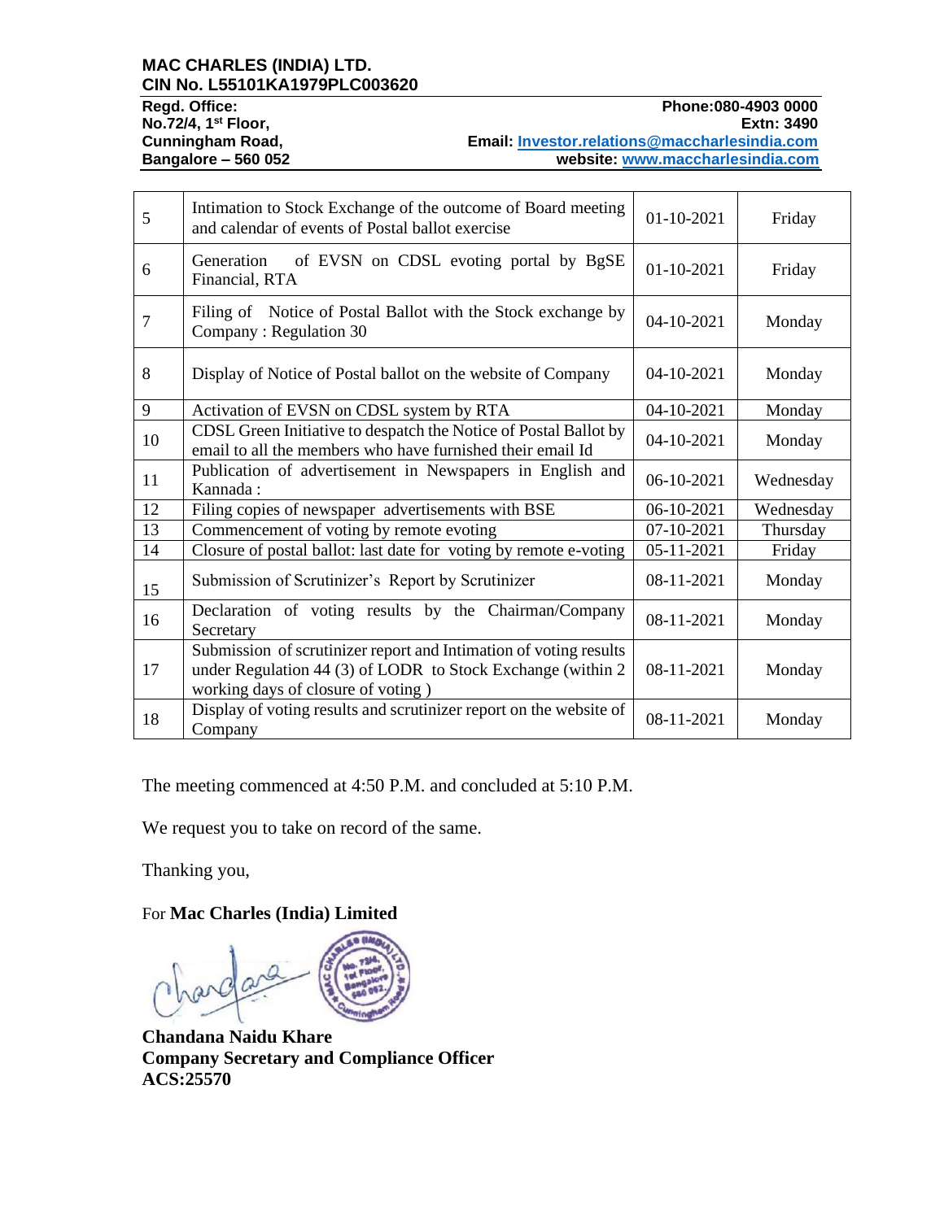**MAC CHARLES (INDIA) LTD.**
**CIN No. L55101KA1979PLC003620**

**Regd. Office:**
**No.72/4, 1st Floor,**
**Cunningham Road,**
**Bangalore – 560 052**

**Phone:080-4903 0000**
**Extn: 3490**
**Email: Investor.relations@maccharlesindia.com**
**website: www.maccharlesindia.com**

| | | | |
|---|---|---|---|
| 5 | Intimation to Stock Exchange of the outcome of Board meeting and calendar of events of Postal ballot exercise | 01-10-2021 | Friday |
| 6 | Generation of EVSN on CDSL evoting portal by BgSE Financial, RTA | 01-10-2021 | Friday |
| 7 | Filing of Notice of Postal Ballot with the Stock exchange by Company : Regulation 30 | 04-10-2021 | Monday |
| 8 | Display of Notice of Postal ballot on the website of Company | 04-10-2021 | Monday |
| 9 | Activation of EVSN on CDSL system by RTA | 04-10-2021 | Monday |
| 10 | CDSL Green Initiative to despatch the Notice of Postal Ballot by email to all the members who have furnished their email Id | 04-10-2021 | Monday |
| 11 | Publication of advertisement in Newspapers in English and Kannada : | 06-10-2021 | Wednesday |
| 12 | Filing copies of newspaper advertisements with BSE | 06-10-2021 | Wednesday |
| 13 | Commencement of voting by remote evoting | 07-10-2021 | Thursday |
| 14 | Closure of postal ballot: last date for voting by remote e-voting | 05-11-2021 | Friday |
| 15 | Submission of Scrutinizer's Report by Scrutinizer | 08-11-2021 | Monday |
| 16 | Declaration of voting results by the Chairman/Company Secretary | 08-11-2021 | Monday |
| 17 | Submission of scrutinizer report and Intimation of voting results under Regulation 44 (3) of LODR to Stock Exchange (within 2 working days of closure of voting ) | 08-11-2021 | Monday |
| 18 | Display of voting results and scrutinizer report on the website of Company | 08-11-2021 | Monday |

The meeting commenced at 4:50 P.M. and concluded at 5:10 P.M.

We request you to take on record of the same.

Thanking you,

For **Mac Charles (India) Limited**

**Chandana Naidu Khare**
**Company Secretary and Compliance Officer**
**ACS:25570**